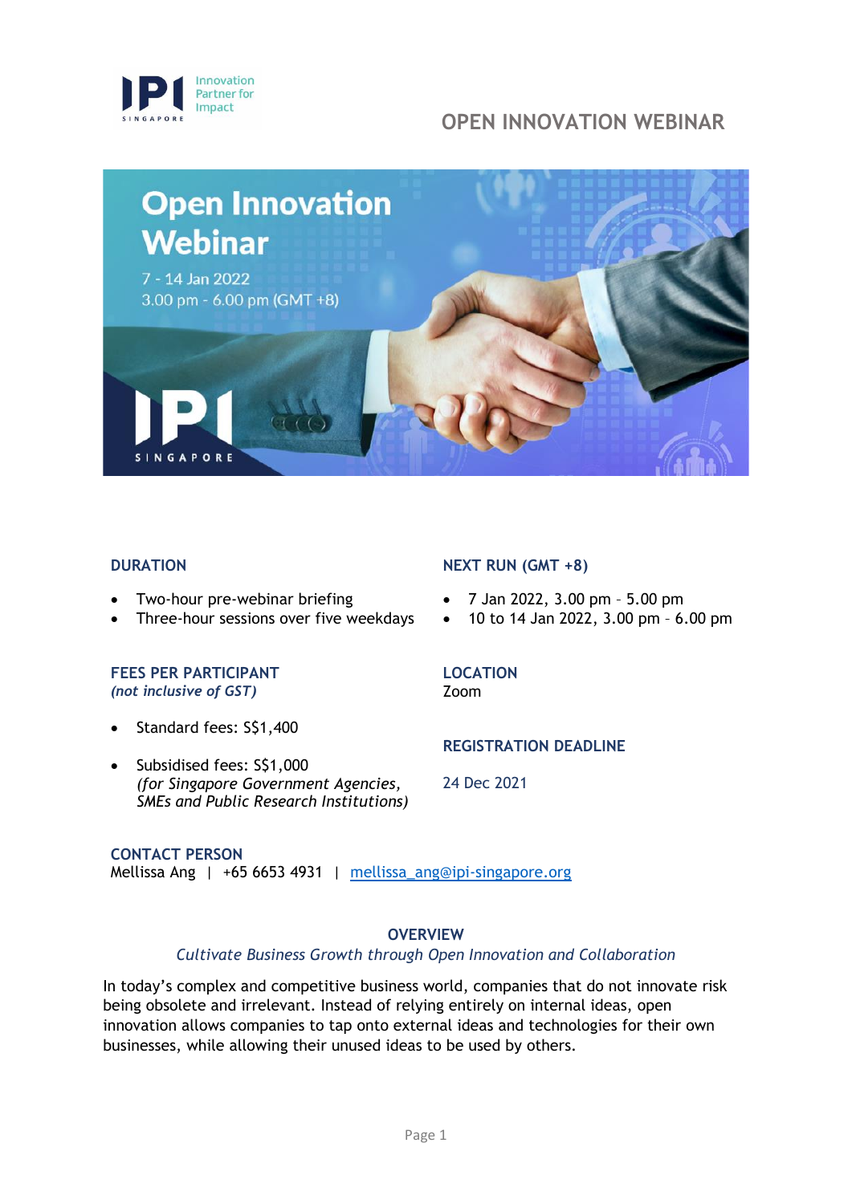# OPEN INNOVATION WEBINAR

Open Innovation Webinar

7 - 14 Jan 2022

3.00 pm - 6.00 pm (GMT +8)

### DURATION

- Two-hour pre-webinar briefing
- Three-hour sessions over five weekdays

### NEXT RUN (GMT +8)

- 7 Jan 2022, 3.00 pm – 5.00 pm
- 10 to 14 Jan 2022, 3.00 pm – 6.00 pm

### FEES PER PARTICIPANT

*(not inclusive of GST)*

- Standard fees: S$1,400
- Subsidised fees: S$1,000
  *(for Singapore Government Agencies, SMEs and Public Research Institutions)*

### LOCATION

Zoom

### REGISTRATION DEADLINE

24 Dec 2021

### CONTACT PERSON

Mellissa Ang | +65 6653 4931 | mellissa_ang@ipi-singapore.org

## OVERVIEW

*Cultivate Business Growth through Open Innovation and Collaboration*

In today's complex and competitive business world, companies that do not innovate risk being obsolete and irrelevant. Instead of relying entirely on internal ideas, open innovation allows companies to tap onto external ideas and technologies for their own businesses, while allowing their unused ideas to be used by others.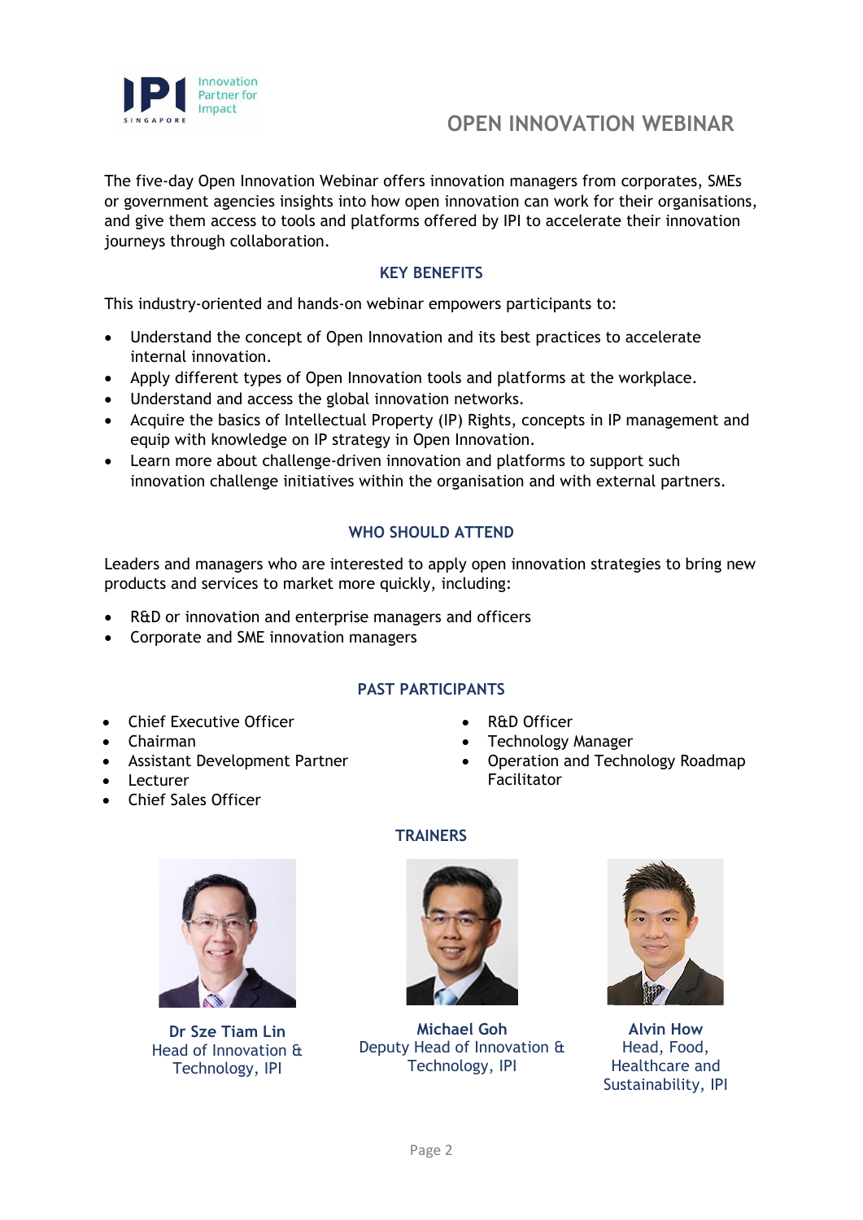# OPEN INNOVATION WEBINAR

The five-day Open Innovation Webinar offers innovation managers from corporates, SMEs or government agencies insights into how open innovation can work for their organisations, and give them access to tools and platforms offered by IPI to accelerate their innovation journeys through collaboration.

## KEY BENEFITS

This industry-oriented and hands-on webinar empowers participants to:

- Understand the concept of Open Innovation and its best practices to accelerate internal innovation.
- Apply different types of Open Innovation tools and platforms at the workplace.
- Understand and access the global innovation networks.
- Acquire the basics of Intellectual Property (IP) Rights, concepts in IP management and equip with knowledge on IP strategy in Open Innovation.
- Learn more about challenge-driven innovation and platforms to support such innovation challenge initiatives within the organisation and with external partners.

## WHO SHOULD ATTEND

Leaders and managers who are interested to apply open innovation strategies to bring new products and services to market more quickly, including:

- R&D or innovation and enterprise managers and officers
- Corporate and SME innovation managers

## PAST PARTICIPANTS

- Chief Executive Officer
- Chairman
- Assistant Development Partner
- Lecturer
- Chief Sales Officer
- R&D Officer
- Technology Manager
- Operation and Technology Roadmap Facilitator

## TRAINERS

**Dr Sze Tiam Lin**
Head of Innovation & Technology, IPI

**Michael Goh**
Deputy Head of Innovation & Technology, IPI

**Alvin How**
Head, Food, Healthcare and Sustainability, IPI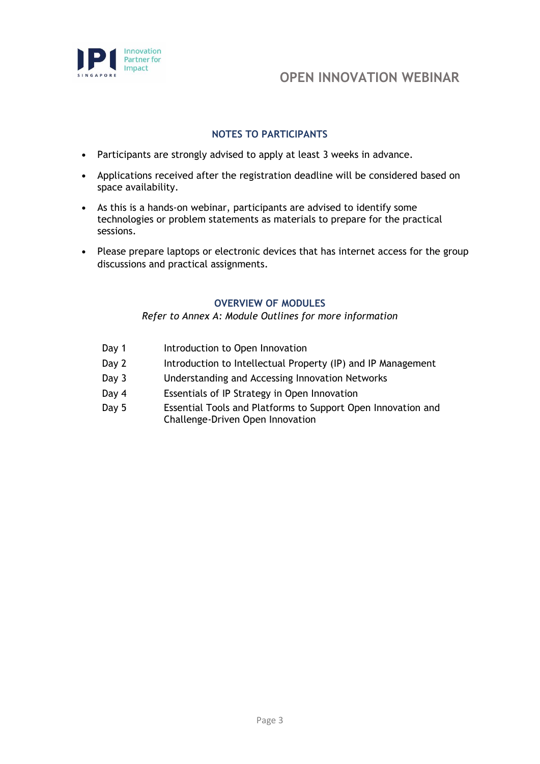## NOTES TO PARTICIPANTS

- Participants are strongly advised to apply at least 3 weeks in advance.
- Applications received after the registration deadline will be considered based on space availability.
- As this is a hands-on webinar, participants are advised to identify some technologies or problem statements as materials to prepare for the practical sessions.
- Please prepare laptops or electronic devices that has internet access for the group discussions and practical assignments.

## OVERVIEW OF MODULES

*Refer to Annex A: Module Outlines for more information*

| | |
|---|---|
| Day 1 | Introduction to Open Innovation |
| Day 2 | Introduction to Intellectual Property (IP) and IP Management |
| Day 3 | Understanding and Accessing Innovation Networks |
| Day 4 | Essentials of IP Strategy in Open Innovation |
| Day 5 | Essential Tools and Platforms to Support Open Innovation and Challenge-Driven Open Innovation |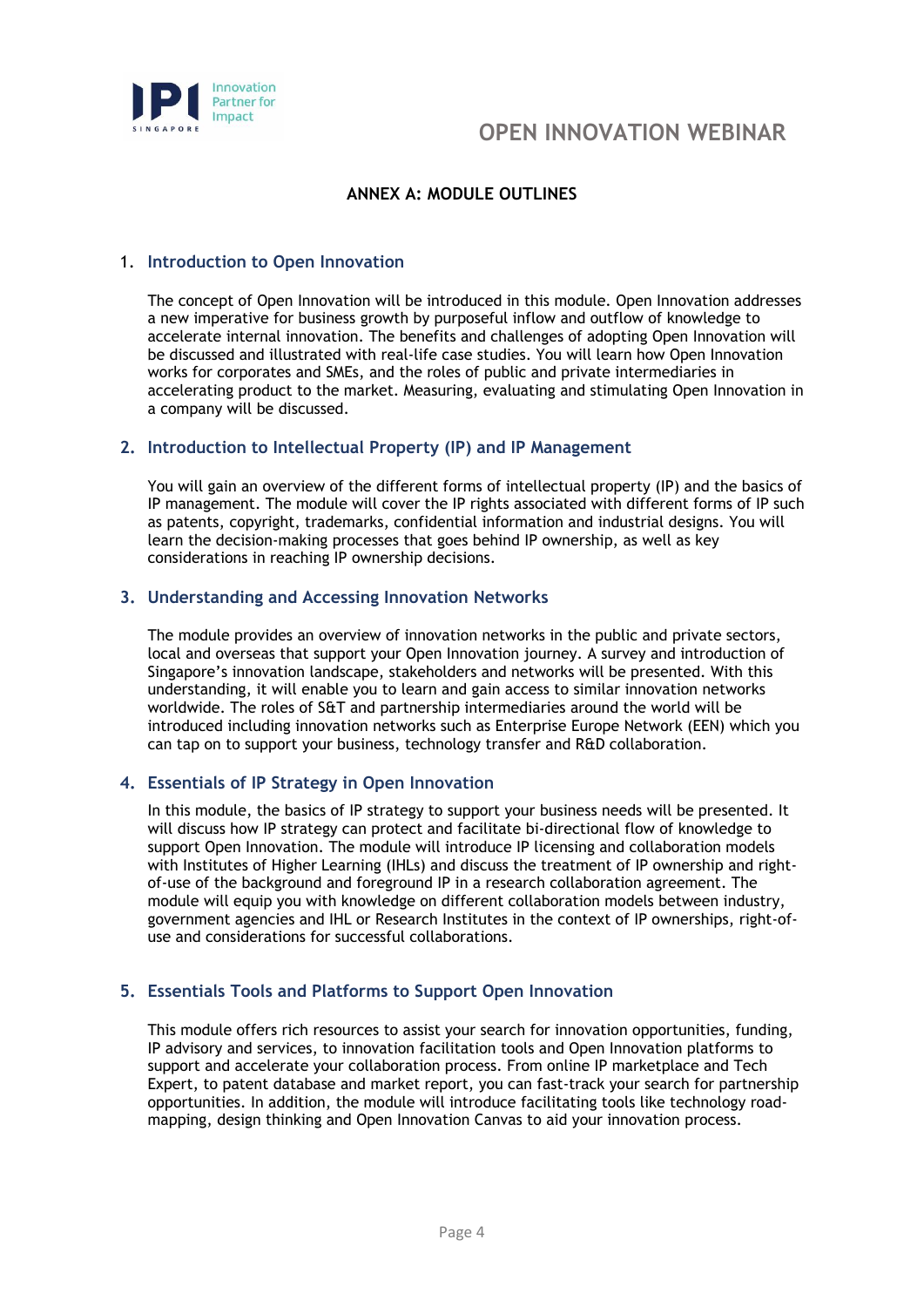## ANNEX A: MODULE OUTLINES

### 1. Introduction to Open Innovation

The concept of Open Innovation will be introduced in this module. Open Innovation addresses a new imperative for business growth by purposeful inflow and outflow of knowledge to accelerate internal innovation. The benefits and challenges of adopting Open Innovation will be discussed and illustrated with real-life case studies. You will learn how Open Innovation works for corporates and SMEs, and the roles of public and private intermediaries in accelerating product to the market. Measuring, evaluating and stimulating Open Innovation in a company will be discussed.

### 2. Introduction to Intellectual Property (IP) and IP Management

You will gain an overview of the different forms of intellectual property (IP) and the basics of IP management. The module will cover the IP rights associated with different forms of IP such as patents, copyright, trademarks, confidential information and industrial designs. You will learn the decision-making processes that goes behind IP ownership, as well as key considerations in reaching IP ownership decisions.

### 3. Understanding and Accessing Innovation Networks

The module provides an overview of innovation networks in the public and private sectors, local and overseas that support your Open Innovation journey. A survey and introduction of Singapore's innovation landscape, stakeholders and networks will be presented. With this understanding, it will enable you to learn and gain access to similar innovation networks worldwide. The roles of S&T and partnership intermediaries around the world will be introduced including innovation networks such as Enterprise Europe Network (EEN) which you can tap on to support your business, technology transfer and R&D collaboration.

### 4. Essentials of IP Strategy in Open Innovation

In this module, the basics of IP strategy to support your business needs will be presented. It will discuss how IP strategy can protect and facilitate bi-directional flow of knowledge to support Open Innovation. The module will introduce IP licensing and collaboration models with Institutes of Higher Learning (IHLs) and discuss the treatment of IP ownership and right-of-use of the background and foreground IP in a research collaboration agreement. The module will equip you with knowledge on different collaboration models between industry, government agencies and IHL or Research Institutes in the context of IP ownerships, right-of-use and considerations for successful collaborations.

### 5. Essentials Tools and Platforms to Support Open Innovation

This module offers rich resources to assist your search for innovation opportunities, funding, IP advisory and services, to innovation facilitation tools and Open Innovation platforms to support and accelerate your collaboration process. From online IP marketplace and Tech Expert, to patent database and market report, you can fast-track your search for partnership opportunities. In addition, the module will introduce facilitating tools like technology road-mapping, design thinking and Open Innovation Canvas to aid your innovation process.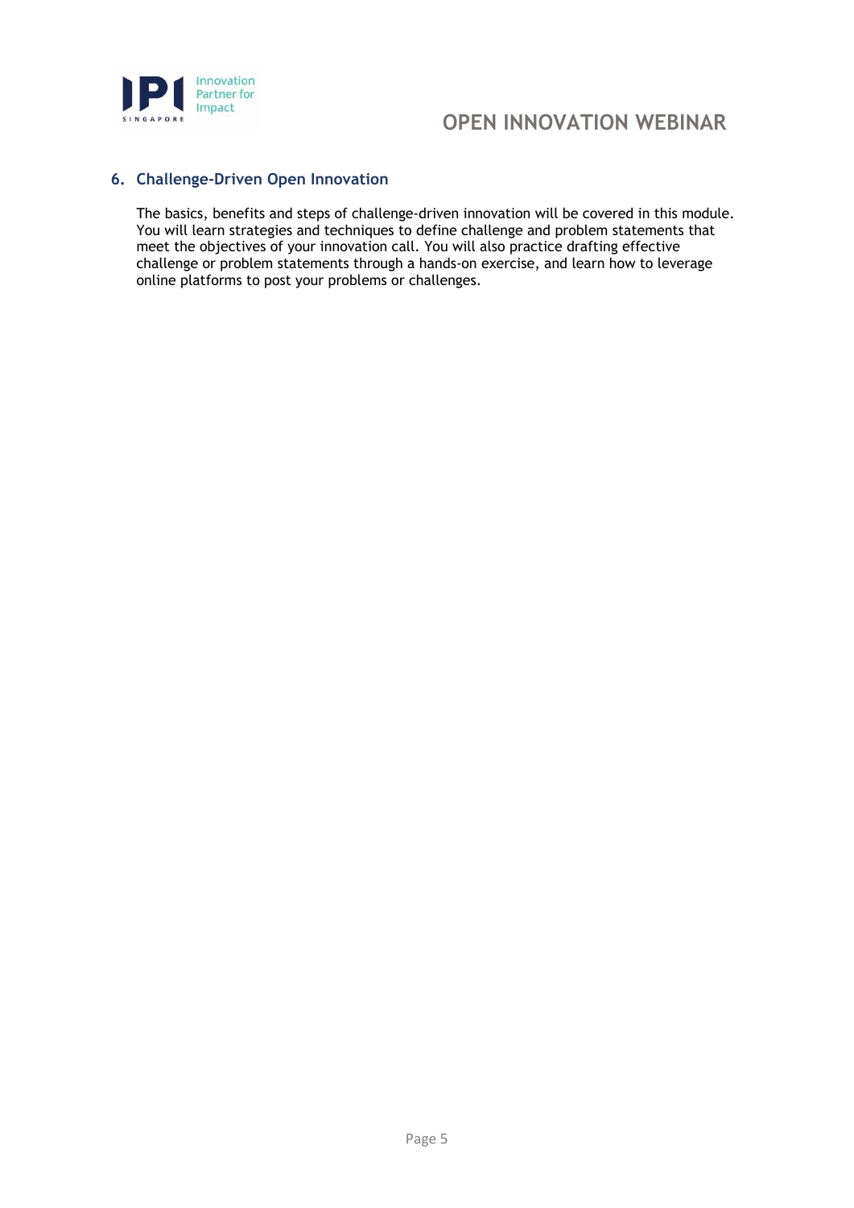## 6. Challenge-Driven Open Innovation

The basics, benefits and steps of challenge-driven innovation will be covered in this module. You will learn strategies and techniques to define challenge and problem statements that meet the objectives of your innovation call. You will also practice drafting effective challenge or problem statements through a hands-on exercise, and learn how to leverage online platforms to post your problems or challenges.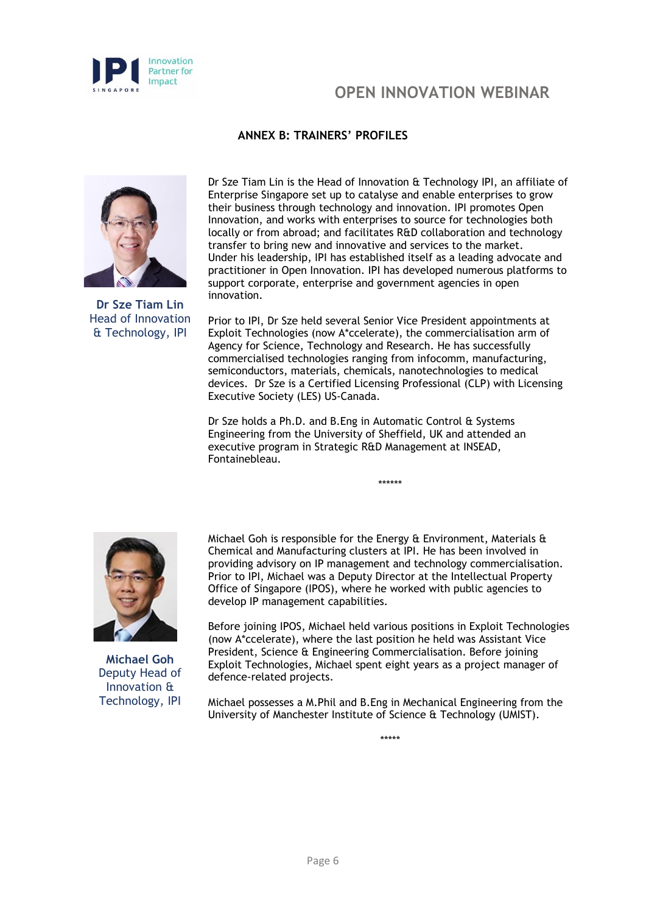# ANNEX B: TRAINERS' PROFILES

**Dr Sze Tiam Lin**
Head of Innovation & Technology, IPI

Dr Sze Tiam Lin is the Head of Innovation & Technology IPI, an affiliate of Enterprise Singapore set up to catalyse and enable enterprises to grow their business through technology and innovation. IPI promotes Open Innovation, and works with enterprises to source for technologies both locally or from abroad; and facilitates R&D collaboration and technology transfer to bring new and innovative and services to the market. Under his leadership, IPI has established itself as a leading advocate and practitioner in Open Innovation. IPI has developed numerous platforms to support corporate, enterprise and government agencies in open innovation.

Prior to IPI, Dr Sze held several Senior Vice President appointments at Exploit Technologies (now A*ccelerate), the commercialisation arm of Agency for Science, Technology and Research. He has successfully commercialised technologies ranging from infocomm, manufacturing, semiconductors, materials, chemicals, nanotechnologies to medical devices. Dr Sze is a Certified Licensing Professional (CLP) with Licensing Executive Society (LES) US-Canada.

Dr Sze holds a Ph.D. and B.Eng in Automatic Control & Systems Engineering from the University of Sheffield, UK and attended an executive program in Strategic R&D Management at INSEAD, Fontainebleau.

******

**Michael Goh**
Deputy Head of Innovation & Technology, IPI

Michael Goh is responsible for the Energy & Environment, Materials & Chemical and Manufacturing clusters at IPI. He has been involved in providing advisory on IP management and technology commercialisation. Prior to IPI, Michael was a Deputy Director at the Intellectual Property Office of Singapore (IPOS), where he worked with public agencies to develop IP management capabilities.

Before joining IPOS, Michael held various positions in Exploit Technologies (now A*ccelerate), where the last position he held was Assistant Vice President, Science & Engineering Commercialisation. Before joining Exploit Technologies, Michael spent eight years as a project manager of defence-related projects.

Michael possesses a M.Phil and B.Eng in Mechanical Engineering from the University of Manchester Institute of Science & Technology (UMIST).

*****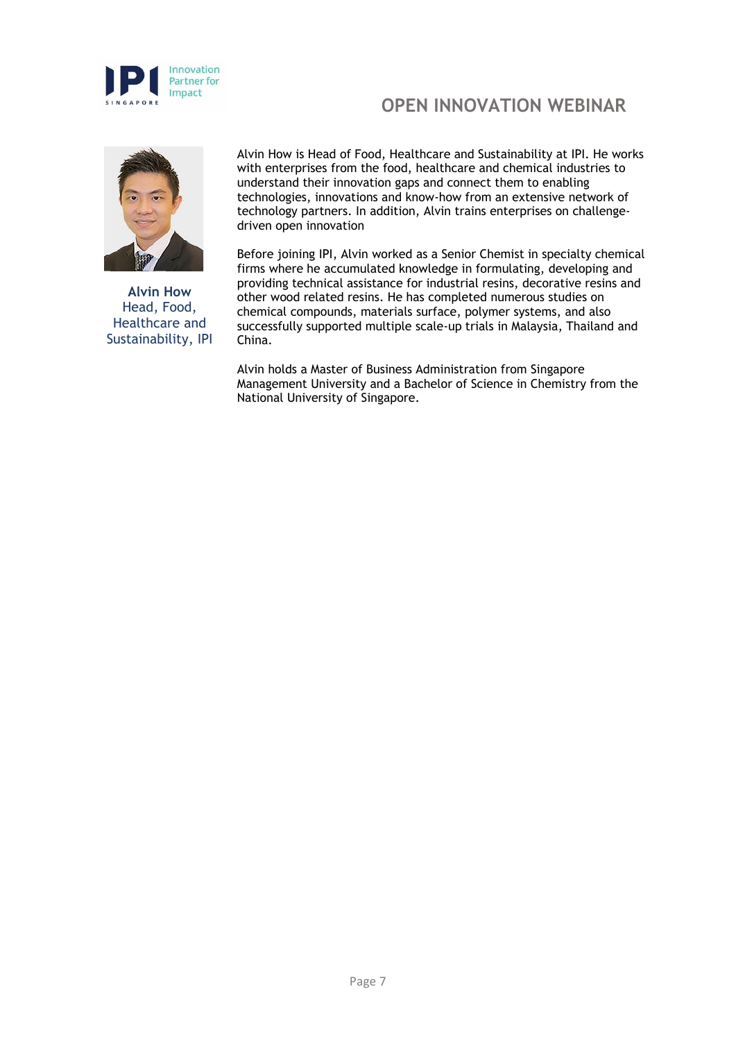**Alvin How**
Head, Food, Healthcare and Sustainability, IPI

Alvin How is Head of Food, Healthcare and Sustainability at IPI. He works with enterprises from the food, healthcare and chemical industries to understand their innovation gaps and connect them to enabling technologies, innovations and know-how from an extensive network of technology partners. In addition, Alvin trains enterprises on challenge-driven open innovation

Before joining IPI, Alvin worked as a Senior Chemist in specialty chemical firms where he accumulated knowledge in formulating, developing and providing technical assistance for industrial resins, decorative resins and other wood related resins. He has completed numerous studies on chemical compounds, materials surface, polymer systems, and also successfully supported multiple scale-up trials in Malaysia, Thailand and China.

Alvin holds a Master of Business Administration from Singapore Management University and a Bachelor of Science in Chemistry from the National University of Singapore.